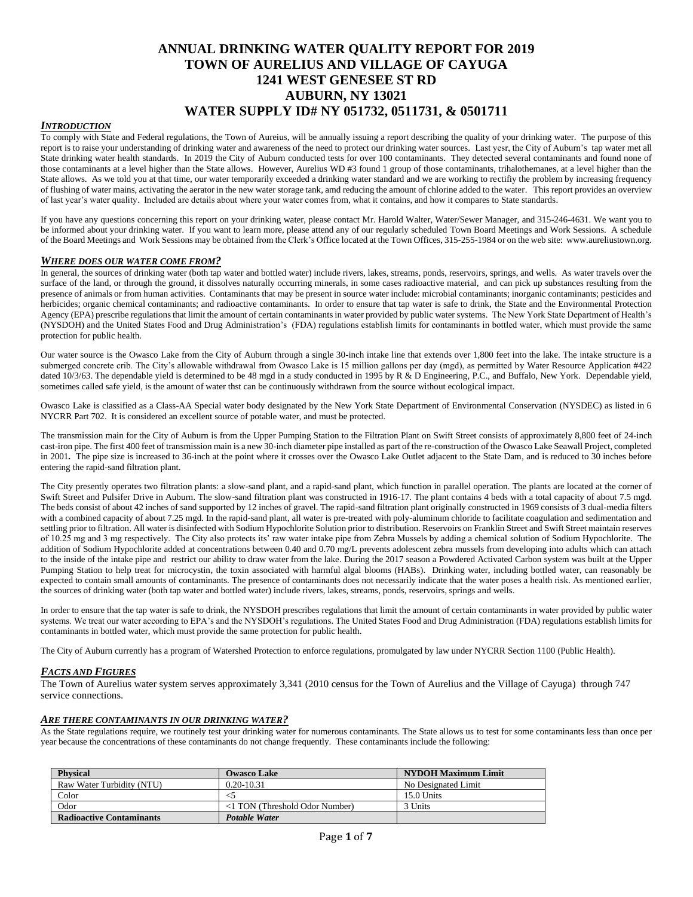# ANNUAL DRINKING WATER QUALITY REPORT FOR 2019
# TOWN OF AURELIUS AND VILLAGE OF CAYUGA
# 1241 WEST GENESEE ST RD
# AUBURN, NY 13021
# WATER SUPPLY ID# NY 051732, 0511731, & 0501711

## *INTRODUCTION*

To comply with State and Federal regulations, the Town of Aureius, will be annually issuing a report describing the quality of your drinking water. The purpose of this report is to raise your understanding of drinking water and awareness of the need to protect our drinking water sources. Last yesr, the City of Auburn's tap water met all State drinking water health standards. In 2019 the City of Auburn conducted tests for over 100 contaminants. They detected several contaminants and found none of those contaminants at a level higher than the State allows. However, Aurelius WD #3 found 1 group of those contaminants, trihalothemanes, at a level higher than the State allows. As we told you at that time, our water temporarily exceeded a drinking water standard and we are working to rectifiy the problem by increasing frequency of flushing of water mains, activating the aerator in the new water storage tank, amd reducing the amount of chlorine added to the water. This report provides an overview of last year's water quality. Included are details about where your water comes from, what it contains, and how it compares to State standards.

If you have any questions concerning this report on your drinking water, please contact Mr. Harold Walter, Water/Sewer Manager, and 315-246-4631. We want you to be informed about your drinking water. If you want to learn more, please attend any of our regularly scheduled Town Board Meetings and Work Sessions. A schedule of the Board Meetings and Work Sessions may be obtained from the Clerk's Office located at the Town Offices, 315-255-1984 or on the web site: www.aureliustown.org.

## *WHERE DOES OUR WATER COME FROM?*

In general, the sources of drinking water (both tap water and bottled water) include rivers, lakes, streams, ponds, reservoirs, springs, and wells. As water travels over the surface of the land, or through the ground, it dissolves naturally occurring minerals, in some cases radioactive material, and can pick up substances resulting from the presence of animals or from human activities. Contaminants that may be present in source water include: microbial contaminants; inorganic contaminants; pesticides and herbicides; organic chemical contaminants; and radioactive contaminants. In order to ensure that tap water is safe to drink, the State and the Environmental Protection Agency (EPA) prescribe regulations that limit the amount of certain contaminants in water provided by public water systems. The New York State Department of Health's (NYSDOH) and the United States Food and Drug Administration's (FDA) regulations establish limits for contaminants in bottled water, which must provide the same protection for public health.

Our water source is the Owasco Lake from the City of Auburn through a single 30-inch intake line that extends over 1,800 feet into the lake. The intake structure is a submerged concrete crib. The City's allowable withdrawal from Owasco Lake is 15 million gallons per day (mgd), as permitted by Water Resource Application #422 dated 10/3/63. The dependable yield is determined to be 48 mgd in a study conducted in 1995 by R & D Engineering, P.C., and Buffalo, New York. Dependable yield, sometimes called safe yield, is the amount of water thst can be continuously withdrawn from the source without ecological impact.

Owasco Lake is classified as a Class-AA Special water body designated by the New York State Department of Environmental Conservation (NYSDEC) as listed in 6 NYCRR Part 702. It is considered an excellent source of potable water, and must be protected.

The transmission main for the City of Auburn is from the Upper Pumping Station to the Filtration Plant on Swift Street consists of approximately 8,800 feet of 24-inch cast-iron pipe. The first 400 feet of transmission main is a new 30-inch diameter pipe installed as part of the re-construction of the Owasco Lake Seawall Project, completed in 2001**.** The pipe size is increased to 36-inch at the point where it crosses over the Owasco Lake Outlet adjacent to the State Dam, and is reduced to 30 inches before entering the rapid-sand filtration plant.

The City presently operates two filtration plants: a slow-sand plant, and a rapid-sand plant, which function in parallel operation. The plants are located at the corner of Swift Street and Pulsifer Drive in Auburn. The slow-sand filtration plant was constructed in 1916-17. The plant contains 4 beds with a total capacity of about 7.5 mgd. The beds consist of about 42 inches of sand supported by 12 inches of gravel. The rapid-sand filtration plant originally constructed in 1969 consists of 3 dual-media filters with a combined capacity of about 7.25 mgd. In the rapid-sand plant, all water is pre-treated with poly-aluminum chloride to facilitate coagulation and sedimentation and settling prior to filtration. All water is disinfected with Sodium Hypochlorite Solution prior to distribution. Reservoirs on Franklin Street and Swift Street maintain reserves of 10.25 mg and 3 mg respectively. The City also protects its' raw water intake pipe from Zebra Mussels by adding a chemical solution of Sodium Hypochlorite. The addition of Sodium Hypochlorite added at concentrations between 0.40 and 0.70 mg/L prevents adolescent zebra mussels from developing into adults which can attach to the inside of the intake pipe and restrict our ability to draw water from the lake. During the 2017 season a Powdered Activated Carbon system was built at the Upper Pumping Station to help treat for microcystin, the toxin associated with harmful algal blooms (HABs). Drinking water, including bottled water, can reasonably be expected to contain small amounts of contaminants. The presence of contaminants does not necessarily indicate that the water poses a health risk. As mentioned earlier, the sources of drinking water (both tap water and bottled water) include rivers, lakes, streams, ponds, reservoirs, springs and wells.

In order to ensure that the tap water is safe to drink, the NYSDOH prescribes regulations that limit the amount of certain contaminants in water provided by public water systems. We treat our water according to EPA's and the NYSDOH's regulations. The United States Food and Drug Administration (FDA) regulations establish limits for contaminants in bottled water, which must provide the same protection for public health.

The City of Auburn currently has a program of Watershed Protection to enforce regulations, promulgated by law under NYCRR Section 1100 (Public Health).

## *FACTS AND FIGURES*

The Town of Aurelius water system serves approximately 3,341 (2010 census for the Town of Aurelius and the Village of Cayuga) through 747 service connections.

## *ARE THERE CONTAMINANTS IN OUR DRINKING WATER?*

As the State regulations require, we routinely test your drinking water for numerous contaminants. The State allows us to test for some contaminants less than once per year because the concentrations of these contaminants do not change frequently. These contaminants include the following:

| **Physical** | **Owasco Lake** | **NYDOH Maximum Limit** |
|---|---|---|
| Raw Water Turbidity (NTU) | 0.20-10.31 | No Designated Limit |
| Color | <5 | 15.0 Units |
| Odor | <1 TON (Threshold Odor Number) | 3 Units |
| **Radioactive Contaminants** | ***Potable Water*** | |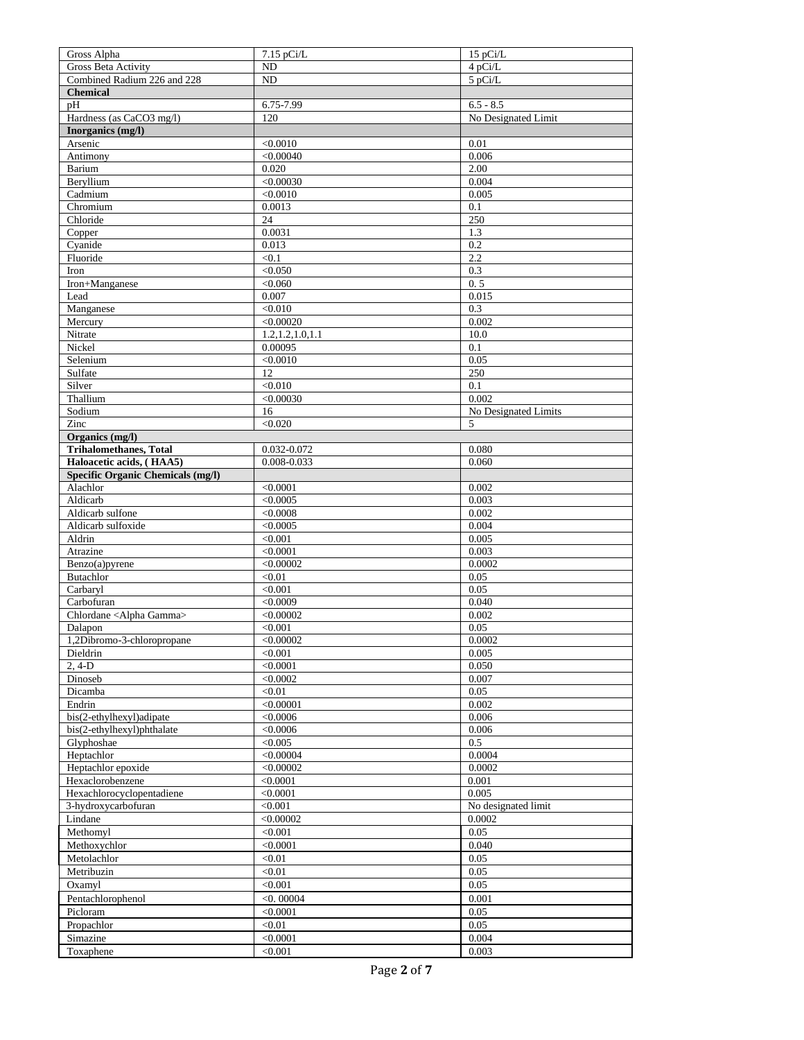| Gross Alpha | 7.15 pCi/L | 15 pCi/L |
|---|---|---|
| Gross Beta Activity | ND | 4 pCi/L |
| Combined Radium 226 and 228 | ND | 5 pCi/L |
| **Chemical** | | |
| pH | 6.75-7.99 | 6.5 - 8.5 |
| Hardness (as CaCO3 mg/l) | 120 | No Designated Limit |
| **Inorganics (mg/l)** | | |
| Arsenic | <0.0010 | 0.01 |
| Antimony | <0.00040 | 0.006 |
| Barium | 0.020 | 2.00 |
| Beryllium | <0.00030 | 0.004 |
| Cadmium | <0.0010 | 0.005 |
| Chromium | 0.0013 | 0.1 |
| Chloride | 24 | 250 |
| Copper | 0.0031 | 1.3 |
| Cyanide | 0.013 | 0.2 |
| Fluoride | <0.1 | 2.2 |
| Iron | <0.050 | 0.3 |
| Iron+Manganese | <0.060 | 0. 5 |
| Lead | 0.007 | 0.015 |
| Manganese | <0.010 | 0.3 |
| Mercury | <0.00020 | 0.002 |
| Nitrate | 1.2,1.2,1.0,1.1 | 10.0 |
| Nickel | 0.00095 | 0.1 |
| Selenium | <0.0010 | 0.05 |
| Sulfate | 12 | 250 |
| Silver | <0.010 | 0.1 |
| Thallium | <0.00030 | 0.002 |
| Sodium | 16 | No Designated Limits |
| Zinc | <0.020 | 5 |
| **Organics (mg/l)** | | |
| **Trihalomethanes, Total** | 0.032-0.072 | 0.080 |
| **Haloacetic acids, ( HAA5)** | 0.008-0.033 | 0.060 |
| **Specific Organic Chemicals (mg/l)** | | |
| Alachlor | <0.0001 | 0.002 |
| Aldicarb | <0.0005 | 0.003 |
| Aldicarb sulfone | <0.0008 | 0.002 |
| Aldicarb sulfoxide | <0.0005 | 0.004 |
| Aldrin | <0.001 | 0.005 |
| Atrazine | <0.0001 | 0.003 |
| Benzo(a)pyrene | <0.00002 | 0.0002 |
| Butachlor | <0.01 | 0.05 |
| Carbaryl | <0.001 | 0.05 |
| Carbofuran | <0.0009 | 0.040 |
| Chlordane <Alpha Gamma> | <0.00002 | 0.002 |
| Dalapon | <0.001 | 0.05 |
| 1,2Dibromo-3-chloropropane | <0.00002 | 0.0002 |
| Dieldrin | <0.001 | 0.005 |
| 2, 4-D | <0.0001 | 0.050 |
| Dinoseb | <0.0002 | 0.007 |
| Dicamba | <0.01 | 0.05 |
| Endrin | <0.00001 | 0.002 |
| bis(2-ethylhexyl)adipate | <0.0006 | 0.006 |
| bis(2-ethylhexyl)phthalate | <0.0006 | 0.006 |
| Glyphoshae | <0.005 | 0.5 |
| Heptachlor | <0.00004 | 0.0004 |
| Heptachlor epoxide | <0.00002 | 0.0002 |
| Hexaclorobenzene | <0.0001 | 0.001 |
| Hexachlorocyclopentadiene | <0.0001 | 0.005 |
| 3-hydroxycarbofuran | <0.001 | No designated limit |
| Lindane | <0.00002 | 0.0002 |
| Methomyl | <0.001 | 0.05 |
| Methoxychlor | <0.0001 | 0.040 |
| Metolachlor | <0.01 | 0.05 |
| Metribuzin | <0.01 | 0.05 |
| Oxamyl | <0.001 | 0.05 |
| Pentachlorophenol | <0. 00004 | 0.001 |
| Picloram | <0.0001 | 0.05 |
| Propachlor | <0.01 | 0.05 |
| Simazine | <0.0001 | 0.004 |
| Toxaphene | <0.001 | 0.003 |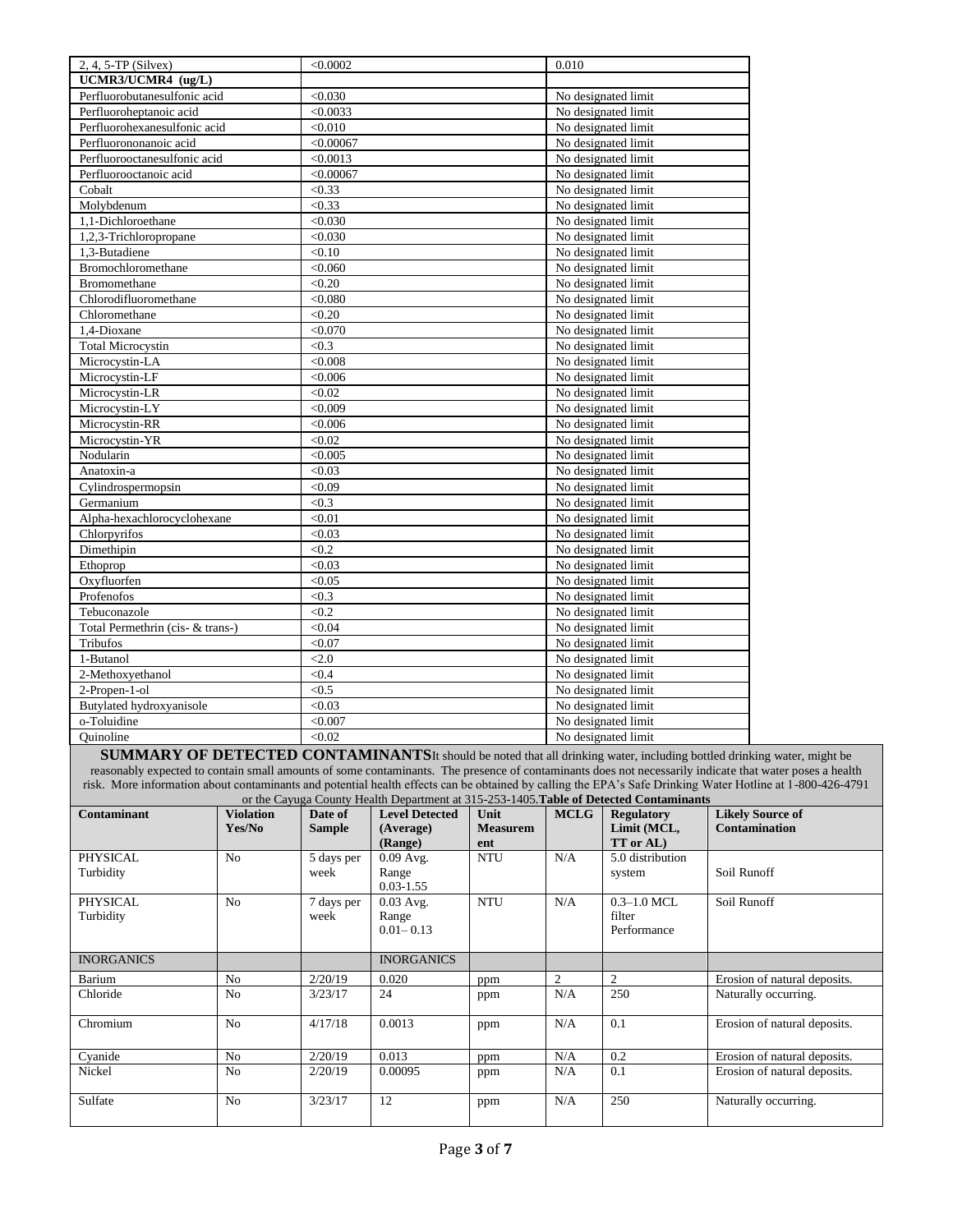| 2, 4, 5-TP (Silvex) | <0.0002 | 0.010 |
|---|---|---|
| **UCMR3/UCMR4 (ug/L)** | | |
| Perfluorobutanesulfonic acid | <0.030 | No designated limit |
| Perfluoroheptanoic acid | <0.0033 | No designated limit |
| Perfluorohexanesulfonic acid | <0.010 | No designated limit |
| Perfluorononanoic acid | <0.00067 | No designated limit |
| Perfluorooctanesulfonic acid | <0.0013 | No designated limit |
| Perfluorooctanoic acid | <0.00067 | No designated limit |
| Cobalt | <0.33 | No designated limit |
| Molybdenum | <0.33 | No designated limit |
| 1,1-Dichloroethane | <0.030 | No designated limit |
| 1,2,3-Trichloropropane | <0.030 | No designated limit |
| 1,3-Butadiene | <0.10 | No designated limit |
| Bromochloromethane | <0.060 | No designated limit |
| Bromomethane | <0.20 | No designated limit |
| Chlorodifluoromethane | <0.080 | No designated limit |
| Chloromethane | <0.20 | No designated limit |
| 1,4-Dioxane | <0.070 | No designated limit |
| Total Microcystin | <0.3 | No designated limit |
| Microcystin-LA | <0.008 | No designated limit |
| Microcystin-LF | <0.006 | No designated limit |
| Microcystin-LR | <0.02 | No designated limit |
| Microcystin-LY | <0.009 | No designated limit |
| Microcystin-RR | <0.006 | No designated limit |
| Microcystin-YR | <0.02 | No designated limit |
| Nodularin | <0.005 | No designated limit |
| Anatoxin-a | <0.03 | No designated limit |
| Cylindrospermopsin | <0.09 | No designated limit |
| Germanium | <0.3 | No designated limit |
| Alpha-hexachlorocyclohexane | <0.01 | No designated limit |
| Chlorpyrifos | <0.03 | No designated limit |
| Dimethipin | <0.2 | No designated limit |
| Ethoprop | <0.03 | No designated limit |
| Oxyfluorfen | <0.05 | No designated limit |
| Profenofos | <0.3 | No designated limit |
| Tebuconazole | <0.2 | No designated limit |
| Total Permethrin (cis- & trans-) | <0.04 | No designated limit |
| Tribufos | <0.07 | No designated limit |
| 1-Butanol | <2.0 | No designated limit |
| 2-Methoxyethanol | <0.4 | No designated limit |
| 2-Propen-1-ol | <0.5 | No designated limit |
| Butylated hydroxyanisole | <0.03 | No designated limit |
| o-Toluidine | <0.007 | No designated limit |
| Quinoline | <0.02 | No designated limit |

**SUMMARY OF DETECTED CONTAMINANTS** It should be noted that all drinking water, including bottled drinking water, might be reasonably expected to contain small amounts of some contaminants. The presence of contaminants does not necessarily indicate that water poses a health risk. More information about contaminants and potential health effects can be obtained by calling the EPA's Safe Drinking Water Hotline at 1-800-426-4791 or the Cayuga County Health Department at 315-253-1405.

**Table of Detected Contaminants**

| Contaminant | Violation Yes/No | Date of Sample | Level Detected (Average) (Range) | Unit Measurement | MCLG | Regulatory Limit (MCL, TT or AL) | Likely Source of Contamination |
|---|---|---|---|---|---|---|---|
| PHYSICAL Turbidity | No | 5 days per week | 0.09 Avg. Range 0.03-1.55 | NTU | N/A | 5.0 distribution system | Soil Runoff |
| PHYSICAL Turbidity | No | 7 days per week | 0.03 Avg. Range 0.01– 0.13 | NTU | N/A | 0.3–1.0 MCL filter Performance | Soil Runoff |
| INORGANICS | | | INORGANICS | | | | |
| Barium | No | 2/20/19 | 0.020 | ppm | 2 | 2 | Erosion of natural deposits. |
| Chloride | No | 3/23/17 | 24 | ppm | N/A | 250 | Naturally occurring. |
| Chromium | No | 4/17/18 | 0.0013 | ppm | N/A | 0.1 | Erosion of natural deposits. |
| Cyanide | No | 2/20/19 | 0.013 | ppm | N/A | 0.2 | Erosion of natural deposits. |
| Nickel | No | 2/20/19 | 0.00095 | ppm | N/A | 0.1 | Erosion of natural deposits. |
| Sulfate | No | 3/23/17 | 12 | ppm | N/A | 250 | Naturally occurring. |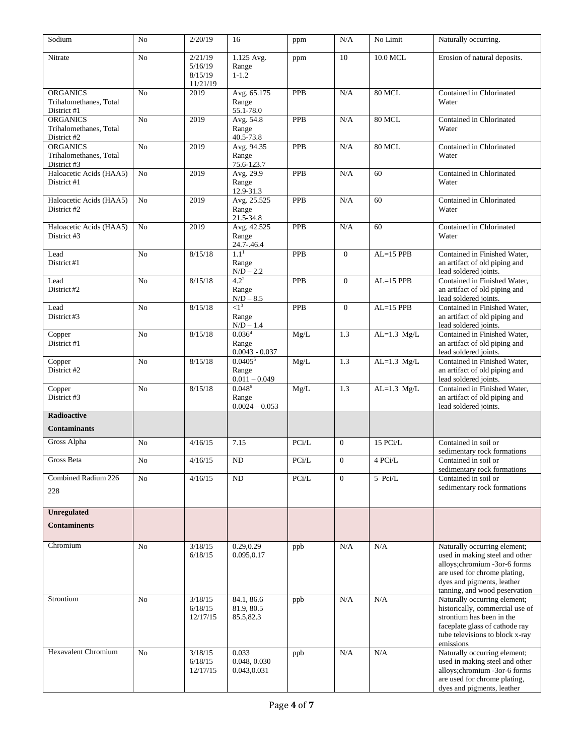| Sodium | No | 2/20/19 | 16 | ppm | N/A | No Limit | Naturally occurring. |
|---|---|---|---|---|---|---|---|
| Nitrate | No | 2/21/19 5/16/19 8/15/19 11/21/19 | 1.125 Avg. Range 1-1.2 | ppm | 10 | 10.0 MCL | Erosion of natural deposits. |
| ORGANICS Trihalomethanes, Total District #1 | No | 2019 | Avg. 65.175 Range 55.1-78.0 | PPB | N/A | 80 MCL | Contained in Chlorinated Water |
| ORGANICS Trihalomethanes, Total District #2 | No | 2019 | Avg. 54.8 Range 40.5-73.8 | PPB | N/A | 80 MCL | Contained in Chlorinated Water |
| ORGANICS Trihalomethanes, Total District #3 | No | 2019 | Avg. 94.35 Range 75.6-123.7 | PPB | N/A | 80 MCL | Contained in Chlorinated Water |
| Haloacetic Acids (HAA5) District #1 | No | 2019 | Avg. 29.9 Range 12.9-31.3 | PPB | N/A | 60 | Contained in Chlorinated Water |
| Haloacetic Acids (HAA5) District #2 | No | 2019 | Avg. 25.525 Range 21.5-34.8 | PPB | N/A | 60 | Contained in Chlorinated Water |
| Haloacetic Acids (HAA5) District #3 | No | 2019 | Avg. 42.525 Range 24.7-.46.4 | PPB | N/A | 60 | Contained in Chlorinated Water |
| Lead District #1 | No | 8/15/18 | 1.1[1] Range N/D – 2.2 | PPB | 0 | AL=15 PPB | Contained in Finished Water, an artifact of old piping and lead soldered joints. |
| Lead District #2 | No | 8/15/18 | 4.2[2] Range N/D – 8.5 | PPB | 0 | AL=15 PPB | Contained in Finished Water, an artifact of old piping and lead soldered joints. |
| Lead District #3 | No | 8/15/18 | <1[3] Range N/D – 1.4 | PPB | 0 | AL=15 PPB | Contained in Finished Water, an artifact of old piping and lead soldered joints. |
| Copper District #1 | No | 8/15/18 | 0.036[4] Range 0.0043 - 0.037 | Mg/L | 1.3 | AL=1.3 Mg/L | Contained in Finished Water, an artifact of old piping and lead soldered joints. |
| Copper District #2 | No | 8/15/18 | 0.0405[5] Range 0.011 – 0.049 | Mg/L | 1.3 | AL=1.3 Mg/L | Contained in Finished Water, an artifact of old piping and lead soldered joints. |
| Copper District #3 | No | 8/15/18 | 0.048[6] Range 0.0024 – 0.053 | Mg/L | 1.3 | AL=1.3 Mg/L | Contained in Finished Water, an artifact of old piping and lead soldered joints. |
| **Radioactive Contaminants** | | | | | | | |
| Gross Alpha | No | 4/16/15 | 7.15 | PCi/L | 0 | 15 PCi/L | Contained in soil or sedimentary rock formations |
| Gross Beta | No | 4/16/15 | ND | PCi/L | 0 | 4 PCi/L | Contained in soil or sedimentary rock formations |
| Combined Radium 226 228 | No | 4/16/15 | ND | PCi/L | 0 | 5 Pci/L | Contained in soil or sedimentary rock formations |
| **Unregulated Contaminents** | | | | | | | |
| Chromium | No | 3/18/15 6/18/15 | 0.29,0.29 0.095,0.17 | ppb | N/A | N/A | Naturally occurring element; used in making steel and other alloys;chromium -3or-6 forms are used for chrome plating, dyes and pigments, leather tanning, and wood peservation |
| Strontium | No | 3/18/15 6/18/15 12/17/15 | 84.1, 86.6 81.9, 80.5 85.5,82.3 | ppb | N/A | N/A | Naturally occurring element; historically, commercial use of strontium has been in the faceplate glass of cathode ray tube televisions to block x-ray emissions |
| Hexavalent Chromium | No | 3/18/15 6/18/15 12/17/15 | 0.033 0.048, 0.030 0.043,0.031 | ppb | N/A | N/A | Naturally occurring element; used in making steel and other alloys;chromium -3or-6 forms are used for chrome plating, dyes and pigments, leather |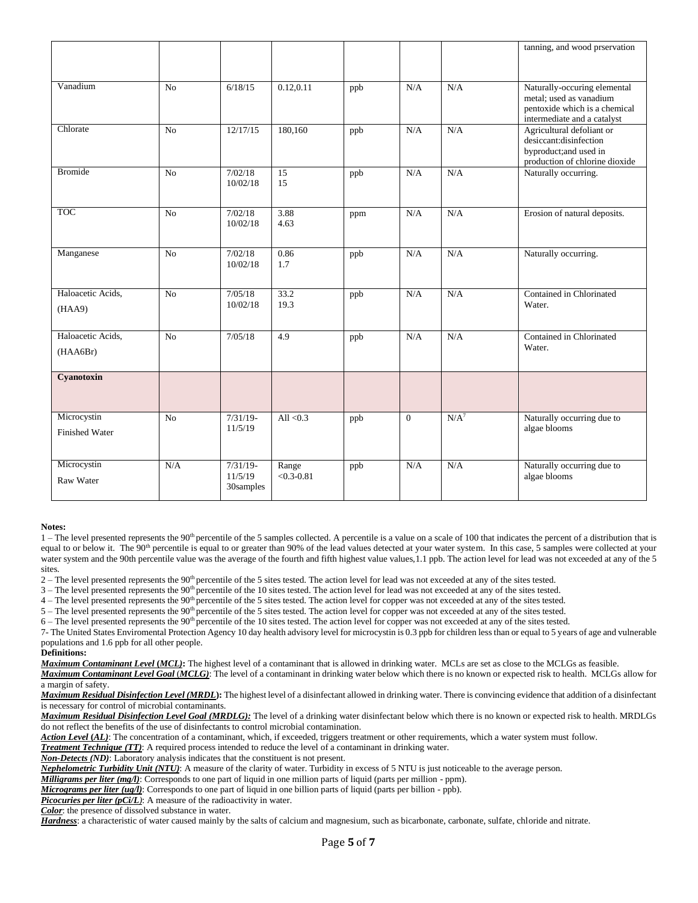| | | | | | | | |
|---|---|---|---|---|---|---|---|
| | | | | | | | tanning, and wood prservation |
| Vanadium | No | 6/18/15 | 0.12,0.11 | ppb | N/A | N/A | Naturally-occuring elemental metal; used as vanadium pentoxide which is a chemical intermediate and a catalyst |
| Chlorate | No | 12/17/15 | 180,160 | ppb | N/A | N/A | Agricultural defoliant or desiccant:disinfection byproduct;and used in production of chlorine dioxide |
| Bromide | No | 7/02/18<br>10/02/18 | 15<br>15 | ppb | N/A | N/A | Naturally occurring. |
| TOC | No | 7/02/18<br>10/02/18 | 3.88<br>4.63 | ppm | N/A | N/A | Erosion of natural deposits. |
| Manganese | No | 7/02/18<br>10/02/18 | 0.86<br>1.7 | ppb | N/A | N/A | Naturally occurring. |
| Haloacetic Acids, (HAA9) | No | 7/05/18<br>10/02/18 | 33.2<br>19.3 | ppb | N/A | N/A | Contained in Chlorinated Water. |
| Haloacetic Acids, (HAA6Br) | No | 7/05/18 | 4.9 | ppb | N/A | N/A | Contained in Chlorinated Water. |
| **Cyanotoxin** | | | | | | | |
| Microcystin Finished Water | No | 7/31/19-11/5/19 | All <0.3 | ppb | 0 | N/A[7] | Naturally occurring due to algae blooms |
| Microcystin Raw Water | N/A | 7/31/19-11/5/19 30samples | Range <0.3-0.81 | ppb | N/A | N/A | Naturally occurring due to algae blooms |

**Notes:**

1 – The level presented represents the 90th percentile of the 5 samples collected. A percentile is a value on a scale of 100 that indicates the percent of a distribution that is equal to or below it. The 90th percentile is equal to or greater than 90% of the lead values detected at your water system. In this case, 5 samples were collected at your water system and the 90th percentile value was the average of the fourth and fifth highest value values,1.1 ppb. The action level for lead was not exceeded at any of the 5 sites.

2 – The level presented represents the 90th percentile of the 5 sites tested. The action level for lead was not exceeded at any of the sites tested.

3 – The level presented represents the 90th percentile of the 10 sites tested. The action level for lead was not exceeded at any of the sites tested.

4 – The level presented represents the 90th percentile of the 5 sites tested. The action level for copper was not exceeded at any of the sites tested.

5 – The level presented represents the 90th percentile of the 5 sites tested. The action level for copper was not exceeded at any of the sites tested.

6 – The level presented represents the 90th percentile of the 10 sites tested. The action level for copper was not exceeded at any of the sites tested.

7- The United States Enviromental Protection Agency 10 day health advisory level for microcystin is 0.3 ppb for children less than or equal to 5 years of age and vulnerable populations and 1.6 ppb for all other people.

**Definitions:**

***Maximum Contaminant Level (MCL)*:** The highest level of a contaminant that is allowed in drinking water. MCLs are set as close to the MCLGs as feasible.

***Maximum Contaminant Level Goal (MCLG)***: The level of a contaminant in drinking water below which there is no known or expected risk to health. MCLGs allow for a margin of safety.

***Maximum Residual Disinfection Level (MRDL)*:** The highest level of a disinfectant allowed in drinking water. There is convincing evidence that addition of a disinfectant is necessary for control of microbial contaminants.

***Maximum Residual Disinfection Level Goal (MRDLG):*** The level of a drinking water disinfectant below which there is no known or expected risk to health. MRDLGs do not reflect the benefits of the use of disinfectants to control microbial contamination.

***Action Level (AL)***: The concentration of a contaminant, which, if exceeded, triggers treatment or other requirements, which a water system must follow.

***Treatment Technique (TT)***: A required process intended to reduce the level of a contaminant in drinking water.

***Non-Detects (ND)***: Laboratory analysis indicates that the constituent is not present.

***Nephelometric Turbidity Unit (NTU)***: A measure of the clarity of water. Turbidity in excess of 5 NTU is just noticeable to the average person.

***Milligrams per liter (mg/l)***: Corresponds to one part of liquid in one million parts of liquid (parts per million - ppm).

***Micrograms per liter (ug/l)***: Corresponds to one part of liquid in one billion parts of liquid (parts per billion - ppb).

***Picocuries per liter (pCi/L)***: A measure of the radioactivity in water.

***Color***: the presence of dissolved substance in water.

***Hardness***: a characteristic of water caused mainly by the salts of calcium and magnesium, such as bicarbonate, carbonate, sulfate, chloride and nitrate.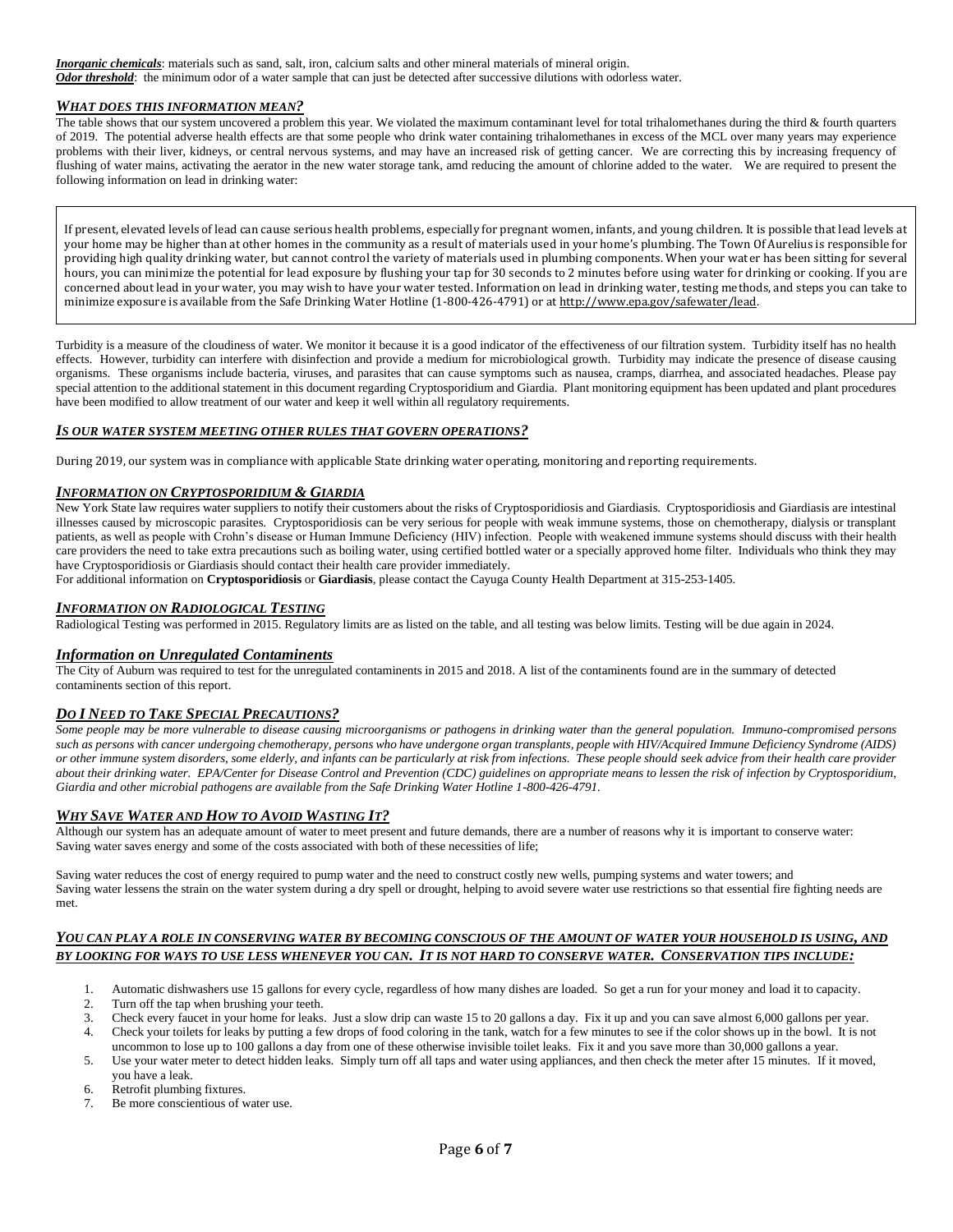***Inorganic chemicals***: materials such as sand, salt, iron, calcium salts and other mineral materials of mineral origin.
***Odor threshold***: the minimum odor of a water sample that can just be detected after successive dilutions with odorless water.

### *WHAT DOES THIS INFORMATION MEAN?*

The table shows that our system uncovered a problem this year. We violated the maximum contaminant level for total trihalomethanes during the third & fourth quarters of 2019. The potential adverse health effects are that some people who drink water containing trihalomethanes in excess of the MCL over many years may experience problems with their liver, kidneys, or central nervous systems, and may have an increased risk of getting cancer. We are correcting this by increasing frequency of flushing of water mains, activating the aerator in the new water storage tank, amd reducing the amount of chlorine added to the water. We are required to present the following information on lead in drinking water:

> If present, elevated levels of lead can cause serious health problems, especially for pregnant women, infants, and young children. It is possible that lead levels at your home may be higher than at other homes in the community as a result of materials used in your home's plumbing. The Town Of Aurelius is responsible for providing high quality drinking water, but cannot control the variety of materials used in plumbing components. When your water has been sitting for several hours, you can minimize the potential for lead exposure by flushing your tap for 30 seconds to 2 minutes before using water for drinking or cooking. If you are concerned about lead in your water, you may wish to have your water tested. Information on lead in drinking water, testing methods, and steps you can take to minimize exposure is available from the Safe Drinking Water Hotline (1-800-426-4791) or at http://www.epa.gov/safewater/lead.

Turbidity is a measure of the cloudiness of water. We monitor it because it is a good indicator of the effectiveness of our filtration system. Turbidity itself has no health effects. However, turbidity can interfere with disinfection and provide a medium for microbiological growth. Turbidity may indicate the presence of disease causing organisms. These organisms include bacteria, viruses, and parasites that can cause symptoms such as nausea, cramps, diarrhea, and associated headaches. Please pay special attention to the additional statement in this document regarding Cryptosporidium and Giardia. Plant monitoring equipment has been updated and plant procedures have been modified to allow treatment of our water and keep it well within all regulatory requirements.

### *IS OUR WATER SYSTEM MEETING OTHER RULES THAT GOVERN OPERATIONS?*

During 2019, our system was in compliance with applicable State drinking water operating, monitoring and reporting requirements.

### *INFORMATION ON CRYPTOSPORIDIUM & GIARDIA*

New York State law requires water suppliers to notify their customers about the risks of Cryptosporidiosis and Giardiasis. Cryptosporidiosis and Giardiasis are intestinal illnesses caused by microscopic parasites. Cryptosporidiosis can be very serious for people with weak immune systems, those on chemotherapy, dialysis or transplant patients, as well as people with Crohn's disease or Human Immune Deficiency (HIV) infection. People with weakened immune systems should discuss with their health care providers the need to take extra precautions such as boiling water, using certified bottled water or a specially approved home filter. Individuals who think they may have Cryptosporidiosis or Giardiasis should contact their health care provider immediately.
For additional information on **Cryptosporidiosis** or **Giardiasis**, please contact the Cayuga County Health Department at 315-253-1405.

### *INFORMATION ON RADIOLOGICAL TESTING*

Radiological Testing was performed in 2015. Regulatory limits are as listed on the table, and all testing was below limits. Testing will be due again in 2024.

### *Information on Unregulated Contaminents*

The City of Auburn was required to test for the unregulated contaminents in 2015 and 2018. A list of the contaminents found are in the summary of detected contaminents section of this report.

### *DO I NEED TO TAKE SPECIAL PRECAUTIONS?*

*Some people may be more vulnerable to disease causing microorganisms or pathogens in drinking water than the general population. Immuno-compromised persons such as persons with cancer undergoing chemotherapy, persons who have undergone organ transplants, people with HIV/Acquired Immune Deficiency Syndrome (AIDS) or other immune system disorders, some elderly, and infants can be particularly at risk from infections. These people should seek advice from their health care provider about their drinking water. EPA/Center for Disease Control and Prevention (CDC) guidelines on appropriate means to lessen the risk of infection by Cryptosporidium, Giardia and other microbial pathogens are available from the Safe Drinking Water Hotline 1-800-426-4791.*

### *WHY SAVE WATER AND HOW TO AVOID WASTING IT?*

Although our system has an adequate amount of water to meet present and future demands, there are a number of reasons why it is important to conserve water:
Saving water saves energy and some of the costs associated with both of these necessities of life;

Saving water reduces the cost of energy required to pump water and the need to construct costly new wells, pumping systems and water towers; and
Saving water lessens the strain on the water system during a dry spell or drought, helping to avoid severe water use restrictions so that essential fire fighting needs are met.

### *YOU CAN PLAY A ROLE IN CONSERVING WATER BY BECOMING CONSCIOUS OF THE AMOUNT OF WATER YOUR HOUSEHOLD IS USING, AND BY LOOKING FOR WAYS TO USE LESS WHENEVER YOU CAN. IT IS NOT HARD TO CONSERVE WATER. CONSERVATION TIPS INCLUDE:*

1. Automatic dishwashers use 15 gallons for every cycle, regardless of how many dishes are loaded. So get a run for your money and load it to capacity.
2. Turn off the tap when brushing your teeth.
3. Check every faucet in your home for leaks. Just a slow drip can waste 15 to 20 gallons a day. Fix it up and you can save almost 6,000 gallons per year.
4. Check your toilets for leaks by putting a few drops of food coloring in the tank, watch for a few minutes to see if the color shows up in the bowl. It is not uncommon to lose up to 100 gallons a day from one of these otherwise invisible toilet leaks. Fix it and you save more than 30,000 gallons a year.
5. Use your water meter to detect hidden leaks. Simply turn off all taps and water using appliances, and then check the meter after 15 minutes. If it moved, you have a leak.
6. Retrofit plumbing fixtures.
7. Be more conscientious of water use.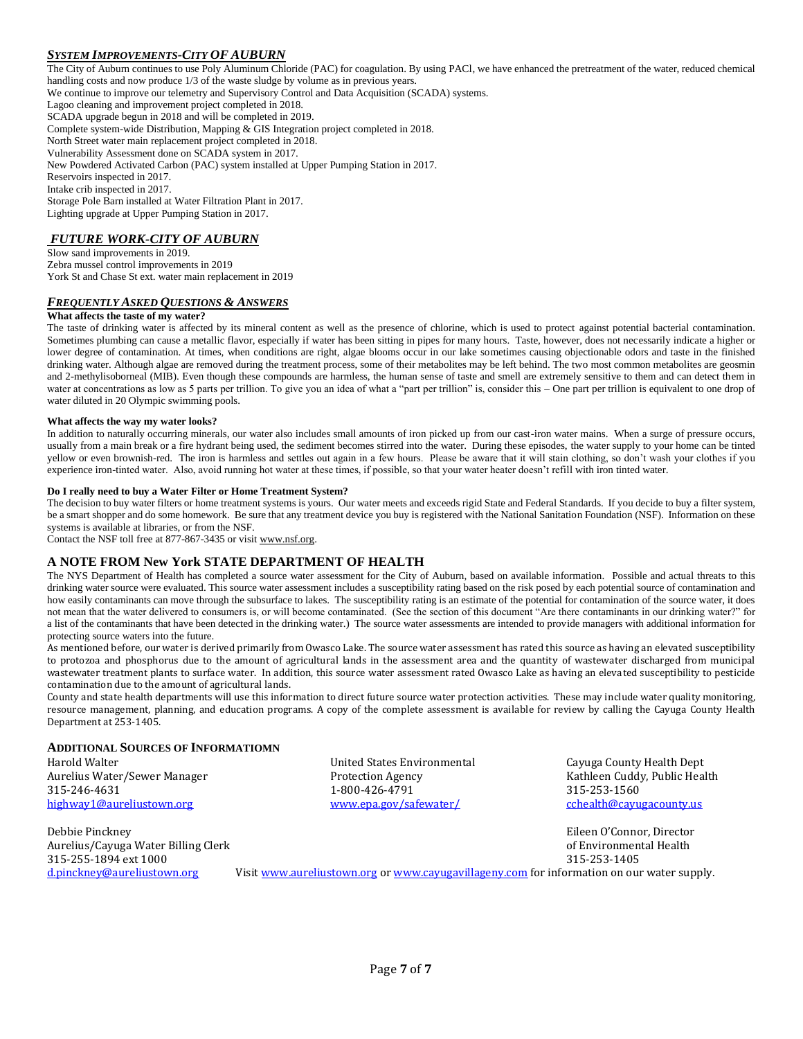## *SYSTEM IMPROVEMENTS-CITY OF AUBURN*

The City of Auburn continues to use Poly Aluminum Chloride (PAC) for coagulation. By using PACl, we have enhanced the pretreatment of the water, reduced chemical handling costs and now produce 1/3 of the waste sludge by volume as in previous years.

We continue to improve our telemetry and Supervisory Control and Data Acquisition (SCADA) systems.

Lagoon cleaning and improvement project completed in 2018.

SCADA upgrade begun in 2018 and will be completed in 2019.

Complete system-wide Distribution, Mapping & GIS Integration project completed in 2018.

North Street water main replacement project completed in 2018.

Vulnerability Assessment done on SCADA system in 2017.

New Powdered Activated Carbon (PAC) system installed at Upper Pumping Station in 2017.

Reservoirs inspected in 2017.

Intake crib inspected in 2017.

Storage Pole Barn installed at Water Filtration Plant in 2017.

Lighting upgrade at Upper Pumping Station in 2017.

## *FUTURE WORK-CITY OF AUBURN*

Slow sand improvements in 2019.

Zebra mussel control improvements in 2019

York St and Chase St ext. water main replacement in 2019

## *FREQUENTLY ASKED QUESTIONS & ANSWERS*

**What affects the taste of my water?**

The taste of drinking water is affected by its mineral content as well as the presence of chlorine, which is used to protect against potential bacterial contamination. Sometimes plumbing can cause a metallic flavor, especially if water has been sitting in pipes for many hours. Taste, however, does not necessarily indicate a higher or lower degree of contamination. At times, when conditions are right, algae blooms occur in our lake sometimes causing objectionable odors and taste in the finished drinking water. Although algae are removed during the treatment process, some of their metabolites may be left behind. The two most common metabolites are geosmin and 2-methylisoborneal (MIB). Even though these compounds are harmless, the human sense of taste and smell are extremely sensitive to them and can detect them in water at concentrations as low as 5 parts per trillion. To give you an idea of what a "part per trillion" is, consider this – One part per trillion is equivalent to one drop of water diluted in 20 Olympic swimming pools.

**What affects the way my water looks?**

In addition to naturally occurring minerals, our water also includes small amounts of iron picked up from our cast-iron water mains. When a surge of pressure occurs, usually from a main break or a fire hydrant being used, the sediment becomes stirred into the water. During these episodes, the water supply to your home can be tinted yellow or even brownish-red. The iron is harmless and settles out again in a few hours. Please be aware that it will stain clothing, so don't wash your clothes if you experience iron-tinted water. Also, avoid running hot water at these times, if possible, so that your water heater doesn't refill with iron tinted water.

**Do I really need to buy a Water Filter or Home Treatment System?**

The decision to buy water filters or home treatment systems is yours. Our water meets and exceeds rigid State and Federal Standards. If you decide to buy a filter system, be a smart shopper and do some homework. Be sure that any treatment device you buy is registered with the National Sanitation Foundation (NSF). Information on these systems is available at libraries, or from the NSF.

Contact the NSF toll free at 877-867-3435 or visit www.nsf.org.

## A NOTE FROM New York STATE DEPARTMENT OF HEALTH

The NYS Department of Health has completed a source water assessment for the City of Auburn, based on available information. Possible and actual threats to this drinking water source were evaluated. This source water assessment includes a susceptibility rating based on the risk posed by each potential source of contamination and how easily contaminants can move through the subsurface to lakes. The susceptibility rating is an estimate of the potential for contamination of the source water, it does not mean that the water delivered to consumers is, or will become contaminated. (See the section of this document "Are there contaminants in our drinking water?" for a list of the contaminants that have been detected in the drinking water.) The source water assessments are intended to provide managers with additional information for protecting source waters into the future.

As mentioned before, our water is derived primarily from Owasco Lake. The source water assessment has rated this source as having an elevated susceptibility to protozoa and phosphorus due to the amount of agricultural lands in the assessment area and the quantity of wastewater discharged from municipal wastewater treatment plants to surface water. In addition, this source water assessment rated Owasco Lake as having an elevated susceptibility to pesticide contamination due to the amount of agricultural lands.

County and state health departments will use this information to direct future source water protection activities. These may include water quality monitoring, resource management, planning, and education programs. A copy of the complete assessment is available for review by calling the Cayuga County Health Department at 253-1405.

## ADDITIONAL SOURCES OF INFORMATIOMN

Harold Walter
Aurelius Water/Sewer Manager
315-246-4631
highway1@aureliustown.org

United States Environmental
Protection Agency
1-800-426-4791
www.epa.gov/safewater/

Cayuga County Health Dept
Kathleen Cuddy, Public Health
315-253-1560
cchealth@cayugacounty.us

Debbie Pinckney
Aurelius/Cayuga Water Billing Clerk
315-255-1894 ext 1000
d.pinckney@aureliustown.org

Eileen O'Connor, Director
of Environmental Health
315-253-1405

Visit www.aureliustown.org or www.cayugavillageny.com for information on our water supply.